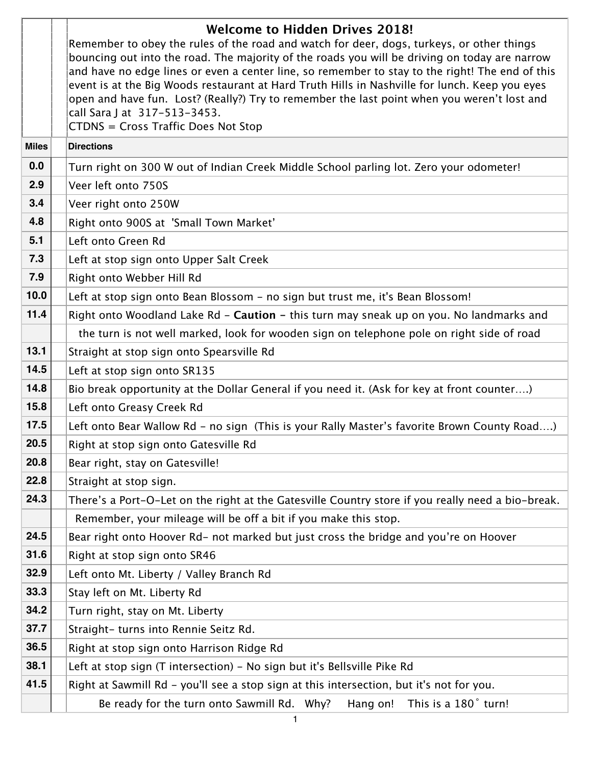# Welcome to Hidden Drives 2018!

Remember to obey the rules of the road and watch for deer, dogs, turkeys, or other things bouncing out into the road. The majority of the roads you will be driving on today are narrow and have no edge lines or even a center line, so remember to stay to the right! The end of this event is at the Big Woods restaurant at Hard Truth Hills in Nashville for lunch. Keep you eyes open and have fun. Lost? (Really?) Try to remember the last point when you weren't lost and call Sara J at 317-513-3453.
CTDNS = Cross Traffic Does Not Stop

| Miles | Directions |
|---|---|
| 0.0 | Turn right on 300 W out of Indian Creek Middle School parling lot. Zero your odometer! |
| 2.9 | Veer left onto 750S |
| 3.4 | Veer right onto 250W |
| 4.8 | Right onto 900S at 'Small Town Market' |
| 5.1 | Left onto Green Rd |
| 7.3 | Left at stop sign onto Upper Salt Creek |
| 7.9 | Right onto Webber Hill Rd |
| 10.0 | Left at stop sign onto Bean Blossom - no sign but trust me, it's Bean Blossom! |
| 11.4 | Right onto Woodland Lake Rd - **Caution -** this turn may sneak up on you. No landmarks and |
| | the turn is not well marked, look for wooden sign on telephone pole on right side of road |
| 13.1 | Straight at stop sign onto Spearsville Rd |
| 14.5 | Left at stop sign onto SR135 |
| 14.8 | Bio break opportunity at the Dollar General if you need it. (Ask for key at front counter….) |
| 15.8 | Left onto Greasy Creek Rd |
| 17.5 | Left onto Bear Wallow Rd - no sign (This is your Rally Master's favorite Brown County Road….) |
| 20.5 | Right at stop sign onto Gatesville Rd |
| 20.8 | Bear right, stay on Gatesville! |
| 22.8 | Straight at stop sign. |
| 24.3 | There's a Port-O-Let on the right at the Gatesville Country store if you really need a bio-break. |
| | Remember, your mileage will be off a bit if you make this stop. |
| 24.5 | Bear right onto Hoover Rd- not marked but just cross the bridge and you're on Hoover |
| 31.6 | Right at stop sign onto SR46 |
| 32.9 | Left onto Mt. Liberty / Valley Branch Rd |
| 33.3 | Stay left on Mt. Liberty Rd |
| 34.2 | Turn right, stay on Mt. Liberty |
| 37.7 | Straight- turns into Rennie Seitz Rd. |
| 36.5 | Right at stop sign onto Harrison Ridge Rd |
| 38.1 | Left at stop sign (T intersection) - No sign but it's Bellsville Pike Rd |
| 41.5 | Right at Sawmill Rd - you'll see a stop sign at this intersection, but it's not for you. |
| | Be ready for the turn onto Sawmill Rd. Why? Hang on! This is a 180˚ turn! |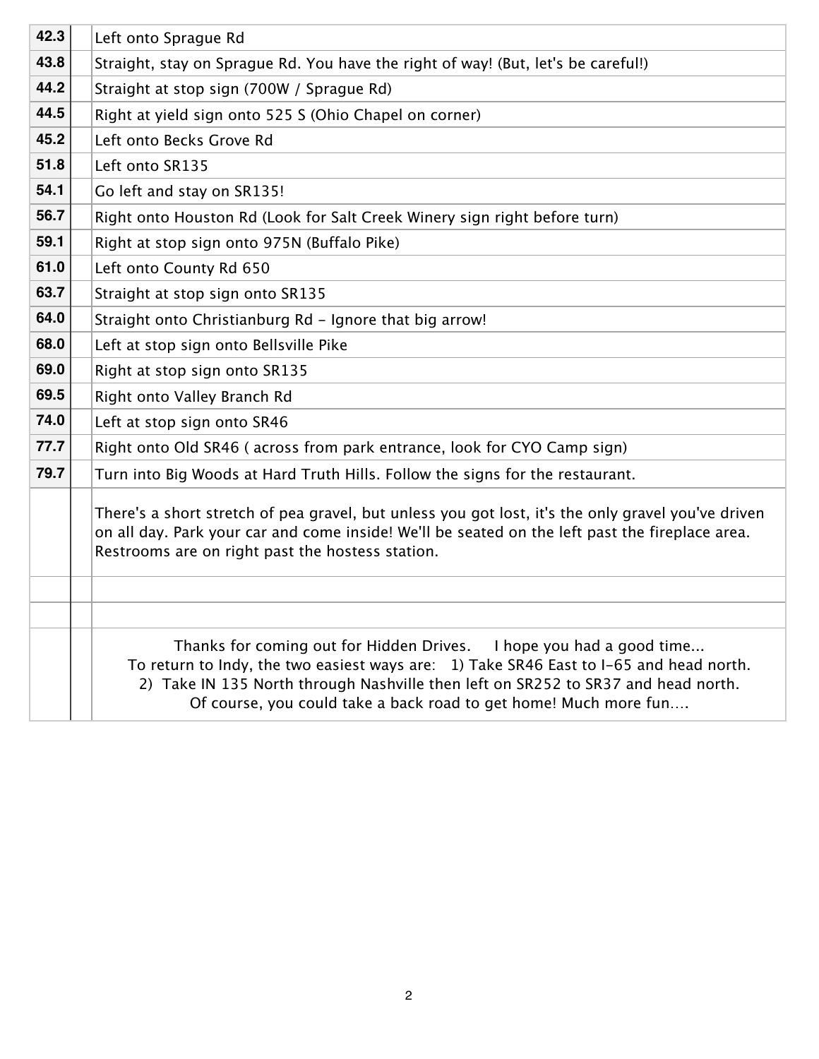| | | |
|---|---|---|
| **42.3** | | Left onto Sprague Rd |
| **43.8** | | Straight, stay on Sprague Rd. You have the right of way! (But, let's be careful!) |
| **44.2** | | Straight at stop sign (700W / Sprague Rd) |
| **44.5** | | Right at yield sign onto 525 S (Ohio Chapel on corner) |
| **45.2** | | Left onto Becks Grove Rd |
| **51.8** | | Left onto SR135 |
| **54.1** | | Go left and stay on SR135! |
| **56.7** | | Right onto Houston Rd (Look for Salt Creek Winery sign right before turn) |
| **59.1** | | Right at stop sign onto 975N (Buffalo Pike) |
| **61.0** | | Left onto County Rd 650 |
| **63.7** | | Straight at stop sign onto SR135 |
| **64.0** | | Straight onto Christianburg Rd - Ignore that big arrow! |
| **68.0** | | Left at stop sign onto Bellsville Pike |
| **69.0** | | Right at stop sign onto SR135 |
| **69.5** | | Right onto Valley Branch Rd |
| **74.0** | | Left at stop sign onto SR46 |
| **77.7** | | Right onto Old SR46 ( across from park entrance, look for CYO Camp sign) |
| **79.7** | | Turn into Big Woods at Hard Truth Hills. Follow the signs for the restaurant. |
| | | There's a short stretch of pea gravel, but unless you got lost, it's the only gravel you've driven on all day. Park your car and come inside! We'll be seated on the left past the fireplace area. Restrooms are on right past the hostess station. |
| | | |
| | | |
| | | Thanks for coming out for Hidden Drives. I hope you had a good time... To return to Indy, the two easiest ways are: 1) Take SR46 East to I-65 and head north. 2) Take IN 135 North through Nashville then left on SR252 to SR37 and head north. Of course, you could take a back road to get home! Much more fun.... |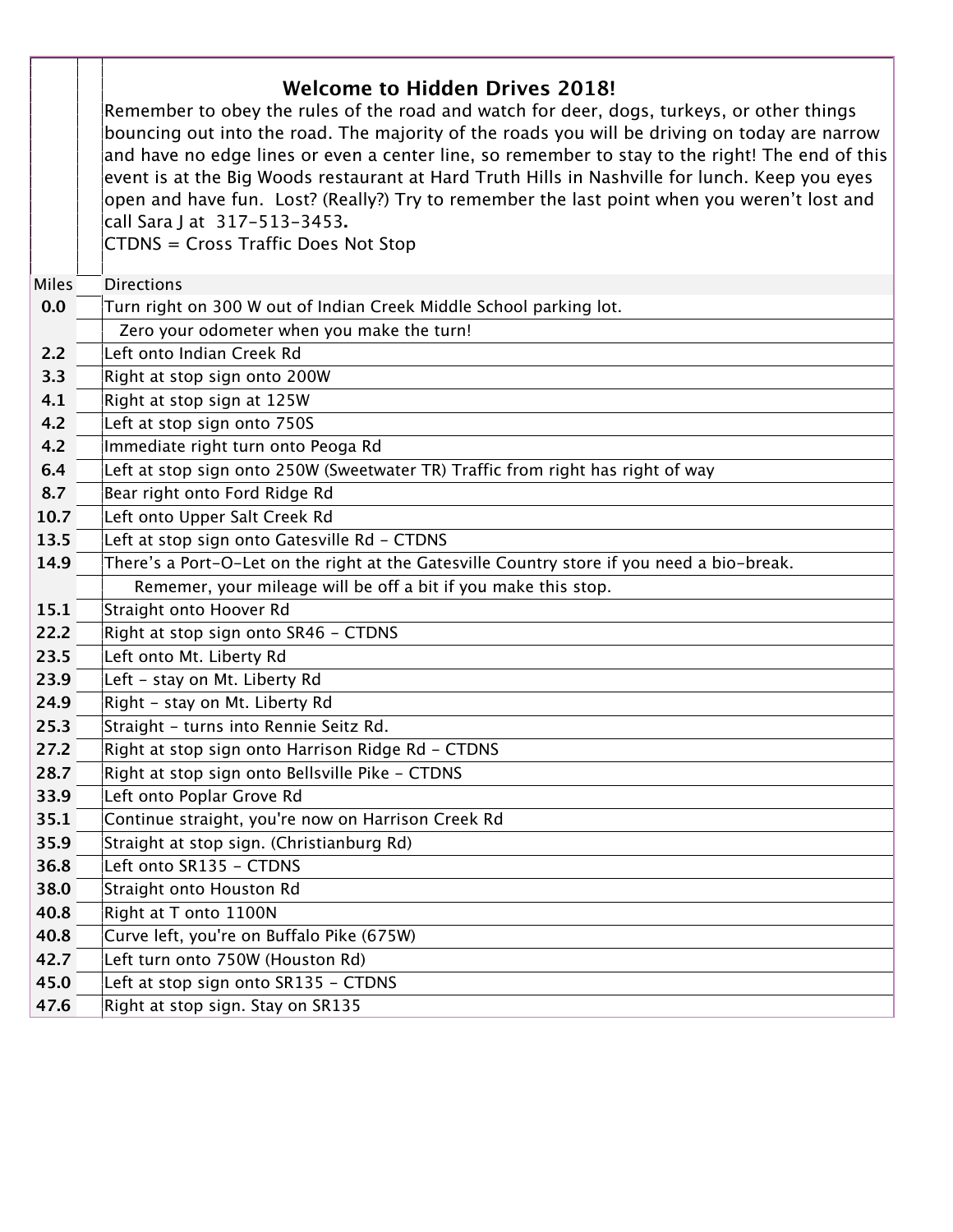## Welcome to Hidden Drives 2018!

Remember to obey the rules of the road and watch for deer, dogs, turkeys, or other things bouncing out into the road. The majority of the roads you will be driving on today are narrow and have no edge lines or even a center line, so remember to stay to the right! The end of this event is at the Big Woods restaurant at Hard Truth Hills in Nashville for lunch. Keep you eyes open and have fun. Lost? (Really?) Try to remember the last point when you weren't lost and call Sara J at 317-513-3453.

CTDNS = Cross Traffic Does Not Stop

| Miles | | Directions |
|---|---|---|
| **0.0** | | Turn right on 300 W out of Indian Creek Middle School parking lot. |
| | | Zero your odometer when you make the turn! |
| **2.2** | | Left onto Indian Creek Rd |
| **3.3** | | Right at stop sign onto 200W |
| **4.1** | | Right at stop sign at 125W |
| **4.2** | | Left at stop sign onto 750S |
| **4.2** | | Immediate right turn onto Peoga Rd |
| **6.4** | | Left at stop sign onto 250W (Sweetwater TR) Traffic from right has right of way |
| **8.7** | | Bear right onto Ford Ridge Rd |
| **10.7** | | Left onto Upper Salt Creek Rd |
| **13.5** | | Left at stop sign onto Gatesville Rd - CTDNS |
| **14.9** | | There's a Port-O-Let on the right at the Gatesville Country store if you need a bio-break. |
| | | Rememer, your mileage will be off a bit if you make this stop. |
| **15.1** | | Straight onto Hoover Rd |
| **22.2** | | Right at stop sign onto SR46 - CTDNS |
| **23.5** | | Left onto Mt. Liberty Rd |
| **23.9** | | Left - stay on Mt. Liberty Rd |
| **24.9** | | Right - stay on Mt. Liberty Rd |
| **25.3** | | Straight - turns into Rennie Seitz Rd. |
| **27.2** | | Right at stop sign onto Harrison Ridge Rd - CTDNS |
| **28.7** | | Right at stop sign onto Bellsville Pike - CTDNS |
| **33.9** | | Left onto Poplar Grove Rd |
| **35.1** | | Continue straight, you're now on Harrison Creek Rd |
| **35.9** | | Straight at stop sign. (Christianburg Rd) |
| **36.8** | | Left onto SR135 - CTDNS |
| **38.0** | | Straight onto Houston Rd |
| **40.8** | | Right at T onto 1100N |
| **40.8** | | Curve left, you're on Buffalo Pike (675W) |
| **42.7** | | Left turn onto 750W (Houston Rd) |
| **45.0** | | Left at stop sign onto SR135 - CTDNS |
| **47.6** | | Right at stop sign. Stay on SR135 |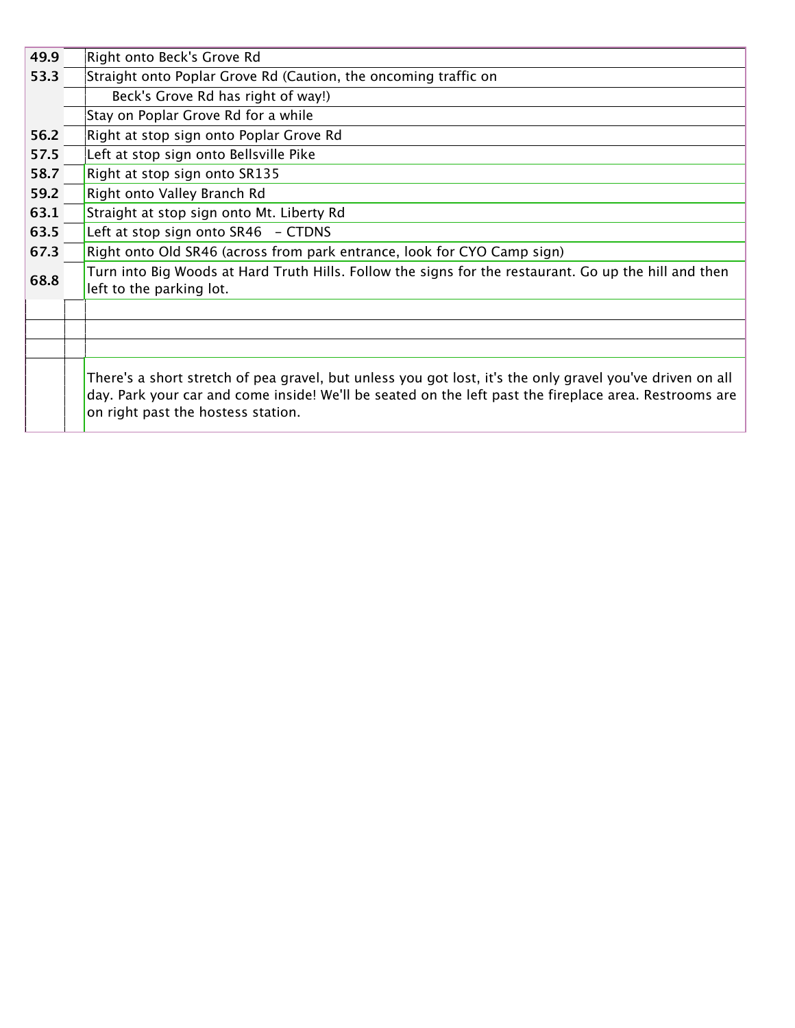| | | |
|---|---|---|
| 49.9 | | Right onto Beck's Grove Rd |
| 53.3 | | Straight onto Poplar Grove Rd (Caution, the oncoming traffic on |
| | | Beck's Grove Rd has right of way!) |
| | | Stay on Poplar Grove Rd for a while |
| 56.2 | | Right at stop sign onto Poplar Grove Rd |
| 57.5 | | Left at stop sign onto Bellsville Pike |
| 58.7 | | Right at stop sign onto SR135 |
| 59.2 | | Right onto Valley Branch Rd |
| 63.1 | | Straight at stop sign onto Mt. Liberty Rd |
| 63.5 | | Left at stop sign onto SR46 - CTDNS |
| 67.3 | | Right onto Old SR46 (across from park entrance, look for CYO Camp sign) |
| 68.8 | | Turn into Big Woods at Hard Truth Hills. Follow the signs for the restaurant. Go up the hill and then left to the parking lot. |
| | | |
| | | |
| | | |
| | | There's a short stretch of pea gravel, but unless you got lost, it's the only gravel you've driven on all day. Park your car and come inside! We'll be seated on the left past the fireplace area. Restrooms are on right past the hostess station. |